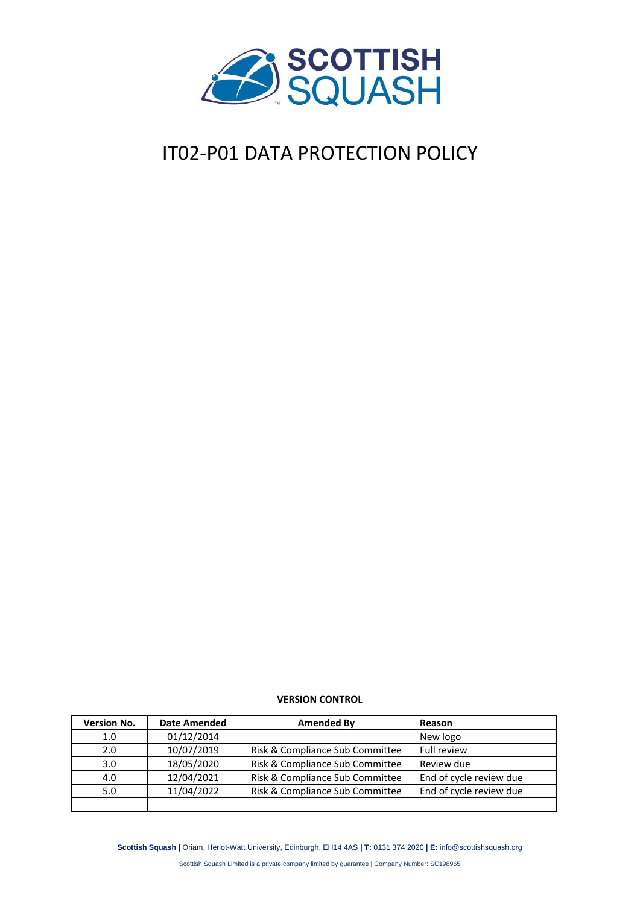# IT02-P01 DATA PROTECTION POLICY

**VERSION CONTROL**

| Version No. | Date Amended | Amended By | Reason |
| --- | --- | --- | --- |
| 1.0 | 01/12/2014 | | New logo |
| 2.0 | 10/07/2019 | Risk & Compliance Sub Committee | Full review |
| 3.0 | 18/05/2020 | Risk & Compliance Sub Committee | Review due |
| 4.0 | 12/04/2021 | Risk & Compliance Sub Committee | End of cycle review due |
| 5.0 | 11/04/2022 | Risk & Compliance Sub Committee | End of cycle review due |
| | | | |

**Scottish Squash |** Oriam, Heriot-Watt University, Edinburgh, EH14 4AS **| T:** 0131 374 2020 **| E:** info@scottishsquash.org

Scottish Squash Limited is a private company limited by guarantee | Company Number: SC198965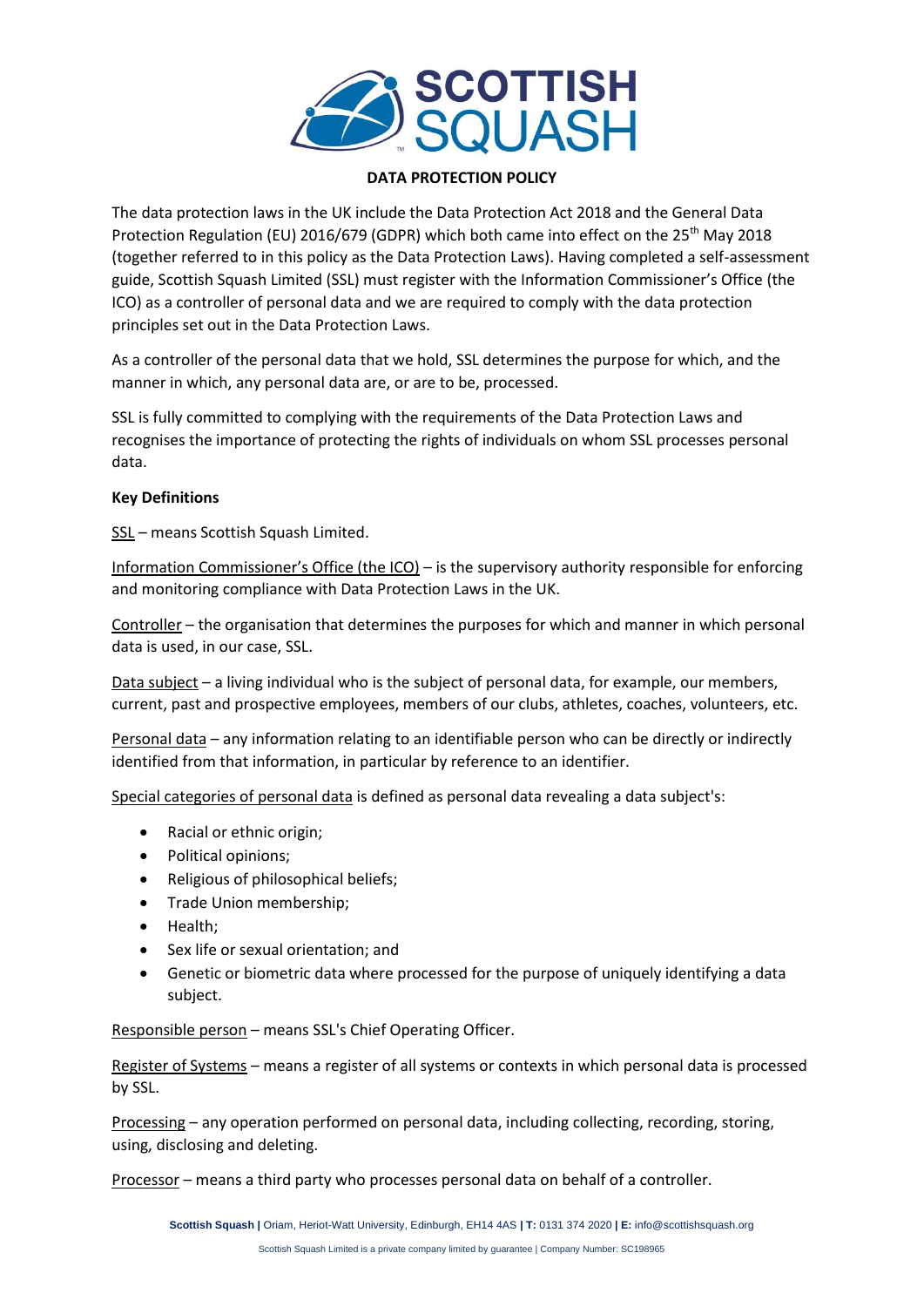**DATA PROTECTION POLICY**

The data protection laws in the UK include the Data Protection Act 2018 and the General Data Protection Regulation (EU) 2016/679 (GDPR) which both came into effect on the 25th May 2018 (together referred to in this policy as the Data Protection Laws). Having completed a self-assessment guide, Scottish Squash Limited (SSL) must register with the Information Commissioner's Office (the ICO) as a controller of personal data and we are required to comply with the data protection principles set out in the Data Protection Laws.

As a controller of the personal data that we hold, SSL determines the purpose for which, and the manner in which, any personal data are, or are to be, processed.

SSL is fully committed to complying with the requirements of the Data Protection Laws and recognises the importance of protecting the rights of individuals on whom SSL processes personal data.

**Key Definitions**

SSL – means Scottish Squash Limited.

Information Commissioner's Office (the ICO) – is the supervisory authority responsible for enforcing and monitoring compliance with Data Protection Laws in the UK.

Controller – the organisation that determines the purposes for which and manner in which personal data is used, in our case, SSL.

Data subject – a living individual who is the subject of personal data, for example, our members, current, past and prospective employees, members of our clubs, athletes, coaches, volunteers, etc.

Personal data – any information relating to an identifiable person who can be directly or indirectly identified from that information, in particular by reference to an identifier.

Special categories of personal data is defined as personal data revealing a data subject's:

- Racial or ethnic origin;
- Political opinions;
- Religious of philosophical beliefs;
- Trade Union membership;
- Health;
- Sex life or sexual orientation; and
- Genetic or biometric data where processed for the purpose of uniquely identifying a data subject.

Responsible person – means SSL's Chief Operating Officer.

Register of Systems – means a register of all systems or contexts in which personal data is processed by SSL.

Processing – any operation performed on personal data, including collecting, recording, storing, using, disclosing and deleting.

Processor – means a third party who processes personal data on behalf of a controller.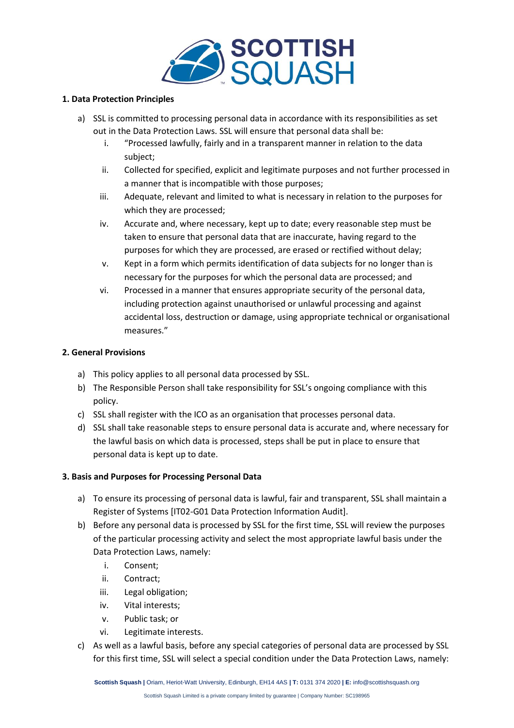## 1. Data Protection Principles

a) SSL is committed to processing personal data in accordance with its responsibilities as set out in the Data Protection Laws. SSL will ensure that personal data shall be:
   i. "Processed lawfully, fairly and in a transparent manner in relation to the data subject;
   ii. Collected for specified, explicit and legitimate purposes and not further processed in a manner that is incompatible with those purposes;
   iii. Adequate, relevant and limited to what is necessary in relation to the purposes for which they are processed;
   iv. Accurate and, where necessary, kept up to date; every reasonable step must be taken to ensure that personal data that are inaccurate, having regard to the purposes for which they are processed, are erased or rectified without delay;
   v. Kept in a form which permits identification of data subjects for no longer than is necessary for the purposes for which the personal data are processed; and
   vi. Processed in a manner that ensures appropriate security of the personal data, including protection against unauthorised or unlawful processing and against accidental loss, destruction or damage, using appropriate technical or organisational measures."

## 2. General Provisions

a) This policy applies to all personal data processed by SSL.
b) The Responsible Person shall take responsibility for SSL's ongoing compliance with this policy.
c) SSL shall register with the ICO as an organisation that processes personal data.
d) SSL shall take reasonable steps to ensure personal data is accurate and, where necessary for the lawful basis on which data is processed, steps shall be put in place to ensure that personal data is kept up to date.

## 3. Basis and Purposes for Processing Personal Data

a) To ensure its processing of personal data is lawful, fair and transparent, SSL shall maintain a Register of Systems [IT02-G01 Data Protection Information Audit].
b) Before any personal data is processed by SSL for the first time, SSL will review the purposes of the particular processing activity and select the most appropriate lawful basis under the Data Protection Laws, namely:
   i. Consent;
   ii. Contract;
   iii. Legal obligation;
   iv. Vital interests;
   v. Public task; or
   vi. Legitimate interests.
c) As well as a lawful basis, before any special categories of personal data are processed by SSL for this first time, SSL will select a special condition under the Data Protection Laws, namely: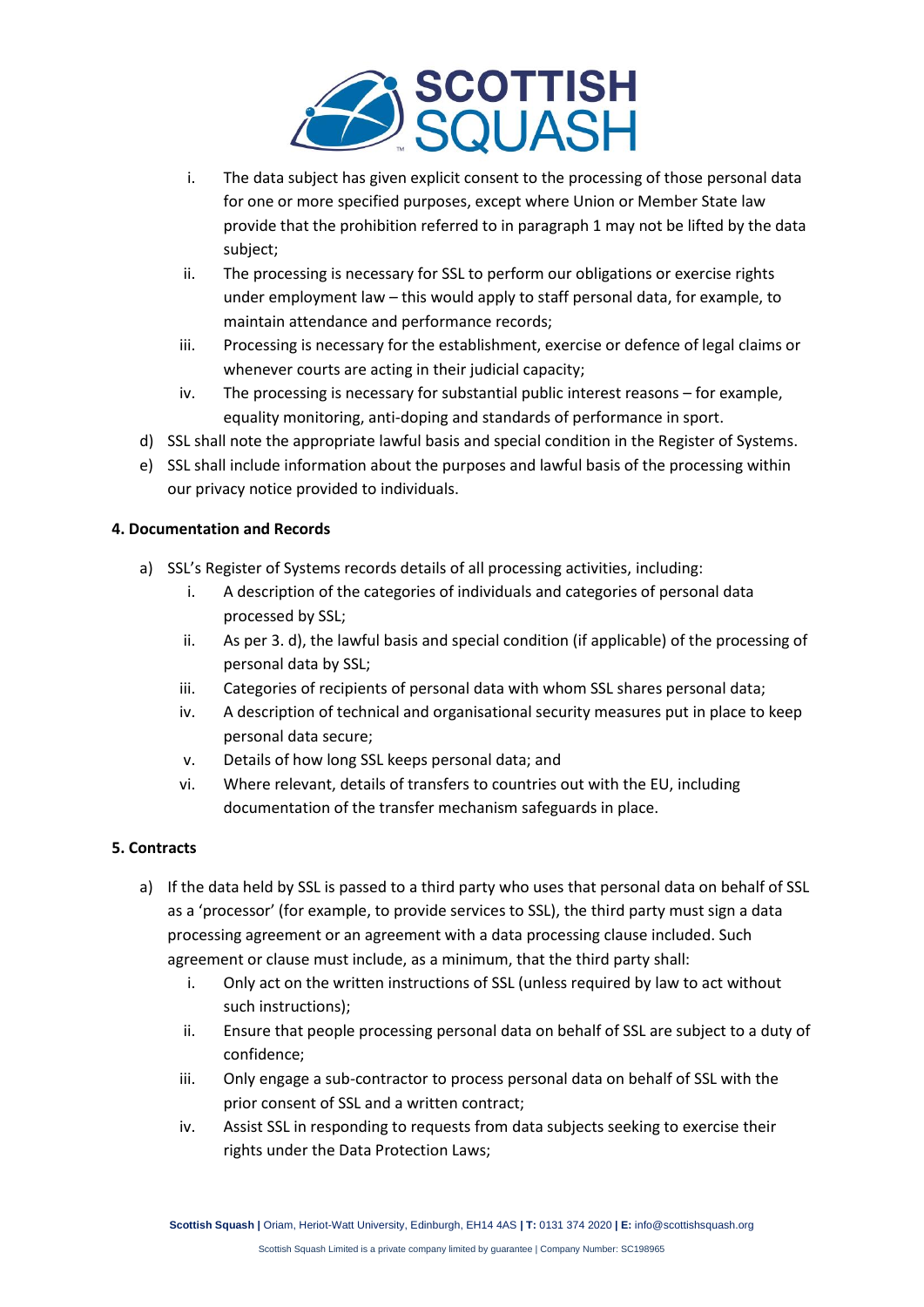i. The data subject has given explicit consent to the processing of those personal data for one or more specified purposes, except where Union or Member State law provide that the prohibition referred to in paragraph 1 may not be lifted by the data subject;
ii. The processing is necessary for SSL to perform our obligations or exercise rights under employment law – this would apply to staff personal data, for example, to maintain attendance and performance records;
iii. Processing is necessary for the establishment, exercise or defence of legal claims or whenever courts are acting in their judicial capacity;
iv. The processing is necessary for substantial public interest reasons – for example, equality monitoring, anti-doping and standards of performance in sport.

d) SSL shall note the appropriate lawful basis and special condition in the Register of Systems.
e) SSL shall include information about the purposes and lawful basis of the processing within our privacy notice provided to individuals.

**4. Documentation and Records**

a) SSL's Register of Systems records details of all processing activities, including:
   i. A description of the categories of individuals and categories of personal data processed by SSL;
   ii. As per 3. d), the lawful basis and special condition (if applicable) of the processing of personal data by SSL;
   iii. Categories of recipients of personal data with whom SSL shares personal data;
   iv. A description of technical and organisational security measures put in place to keep personal data secure;
   v. Details of how long SSL keeps personal data; and
   vi. Where relevant, details of transfers to countries out with the EU, including documentation of the transfer mechanism safeguards in place.

**5. Contracts**

a) If the data held by SSL is passed to a third party who uses that personal data on behalf of SSL as a 'processor' (for example, to provide services to SSL), the third party must sign a data processing agreement or an agreement with a data processing clause included. Such agreement or clause must include, as a minimum, that the third party shall:
   i. Only act on the written instructions of SSL (unless required by law to act without such instructions);
   ii. Ensure that people processing personal data on behalf of SSL are subject to a duty of confidence;
   iii. Only engage a sub-contractor to process personal data on behalf of SSL with the prior consent of SSL and a written contract;
   iv. Assist SSL in responding to requests from data subjects seeking to exercise their rights under the Data Protection Laws;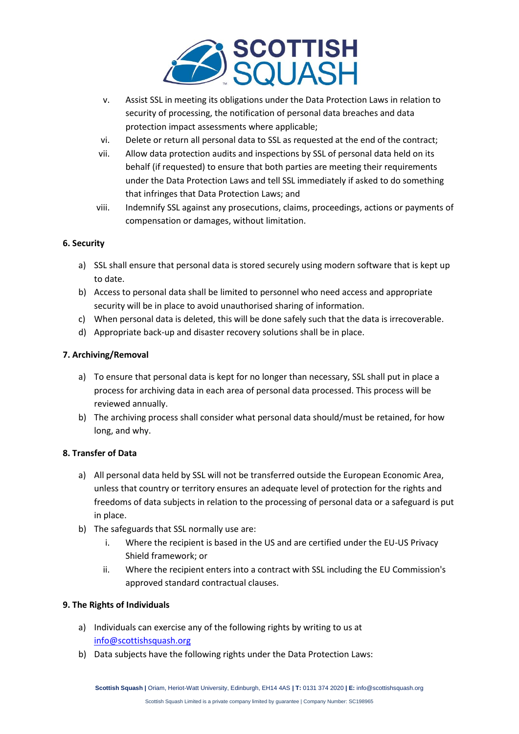v. Assist SSL in meeting its obligations under the Data Protection Laws in relation to security of processing, the notification of personal data breaches and data protection impact assessments where applicable;
vi. Delete or return all personal data to SSL as requested at the end of the contract;
vii. Allow data protection audits and inspections by SSL of personal data held on its behalf (if requested) to ensure that both parties are meeting their requirements under the Data Protection Laws and tell SSL immediately if asked to do something that infringes that Data Protection Laws; and
viii. Indemnify SSL against any prosecutions, claims, proceedings, actions or payments of compensation or damages, without limitation.

**6. Security**

a) SSL shall ensure that personal data is stored securely using modern software that is kept up to date.
b) Access to personal data shall be limited to personnel who need access and appropriate security will be in place to avoid unauthorised sharing of information.
c) When personal data is deleted, this will be done safely such that the data is irrecoverable.
d) Appropriate back-up and disaster recovery solutions shall be in place.

**7. Archiving/Removal**

a) To ensure that personal data is kept for no longer than necessary, SSL shall put in place a process for archiving data in each area of personal data processed. This process will be reviewed annually.
b) The archiving process shall consider what personal data should/must be retained, for how long, and why.

**8. Transfer of Data**

a) All personal data held by SSL will not be transferred outside the European Economic Area, unless that country or territory ensures an adequate level of protection for the rights and freedoms of data subjects in relation to the processing of personal data or a safeguard is put in place.
b) The safeguards that SSL normally use are:
   i. Where the recipient is based in the US and are certified under the EU-US Privacy Shield framework; or
   ii. Where the recipient enters into a contract with SSL including the EU Commission's approved standard contractual clauses.

**9. The Rights of Individuals**

a) Individuals can exercise any of the following rights by writing to us at info@scottishsquash.org
b) Data subjects have the following rights under the Data Protection Laws: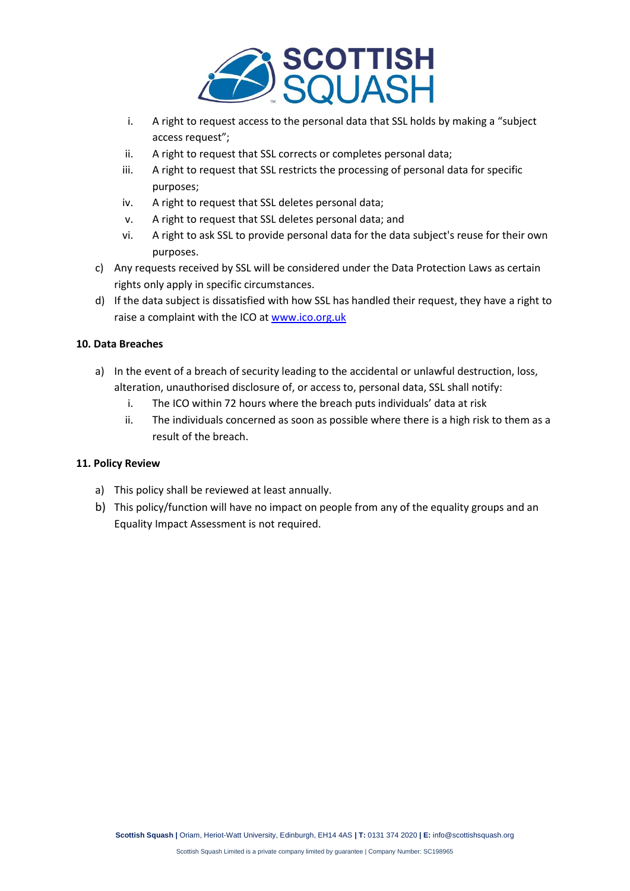i. A right to request access to the personal data that SSL holds by making a "subject access request";
ii. A right to request that SSL corrects or completes personal data;
iii. A right to request that SSL restricts the processing of personal data for specific purposes;
iv. A right to request that SSL deletes personal data;
v. A right to request that SSL deletes personal data; and
vi. A right to ask SSL to provide personal data for the data subject's reuse for their own purposes.

c) Any requests received by SSL will be considered under the Data Protection Laws as certain rights only apply in specific circumstances.

d) If the data subject is dissatisfied with how SSL has handled their request, they have a right to raise a complaint with the ICO at [www.ico.org.uk](http://www.ico.org.uk)

**10. Data Breaches**

a) In the event of a breach of security leading to the accidental or unlawful destruction, loss, alteration, unauthorised disclosure of, or access to, personal data, SSL shall notify:
   i. The ICO within 72 hours where the breach puts individuals' data at risk
   ii. The individuals concerned as soon as possible where there is a high risk to them as a result of the breach.

**11. Policy Review**

a) This policy shall be reviewed at least annually.

b) This policy/function will have no impact on people from any of the equality groups and an Equality Impact Assessment is not required.